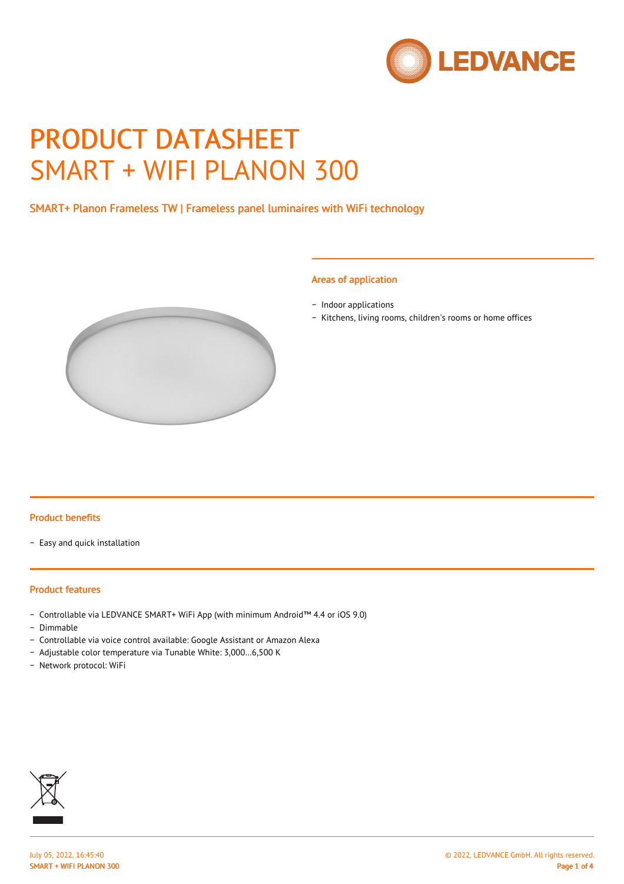# PRODUCT DATASHEET
# SMART + WIFI PLANON 300

SMART+ Planon Frameless TW | Frameless panel luminaires with WiFi technology

## Areas of application

- Indoor applications
- Kitchens, living rooms, children's rooms or home offices

## Product benefits

- Easy and quick installation

## Product features

- Controllable via LEDVANCE SMART+ WiFi App (with minimum Android™ 4.4 or iOS 9.0)
- Dimmable
- Controllable via voice control available: Google Assistant or Amazon Alexa
- Adjustable color temperature via Tunable White: 3,000…6,500 K
- Network protocol: WiFi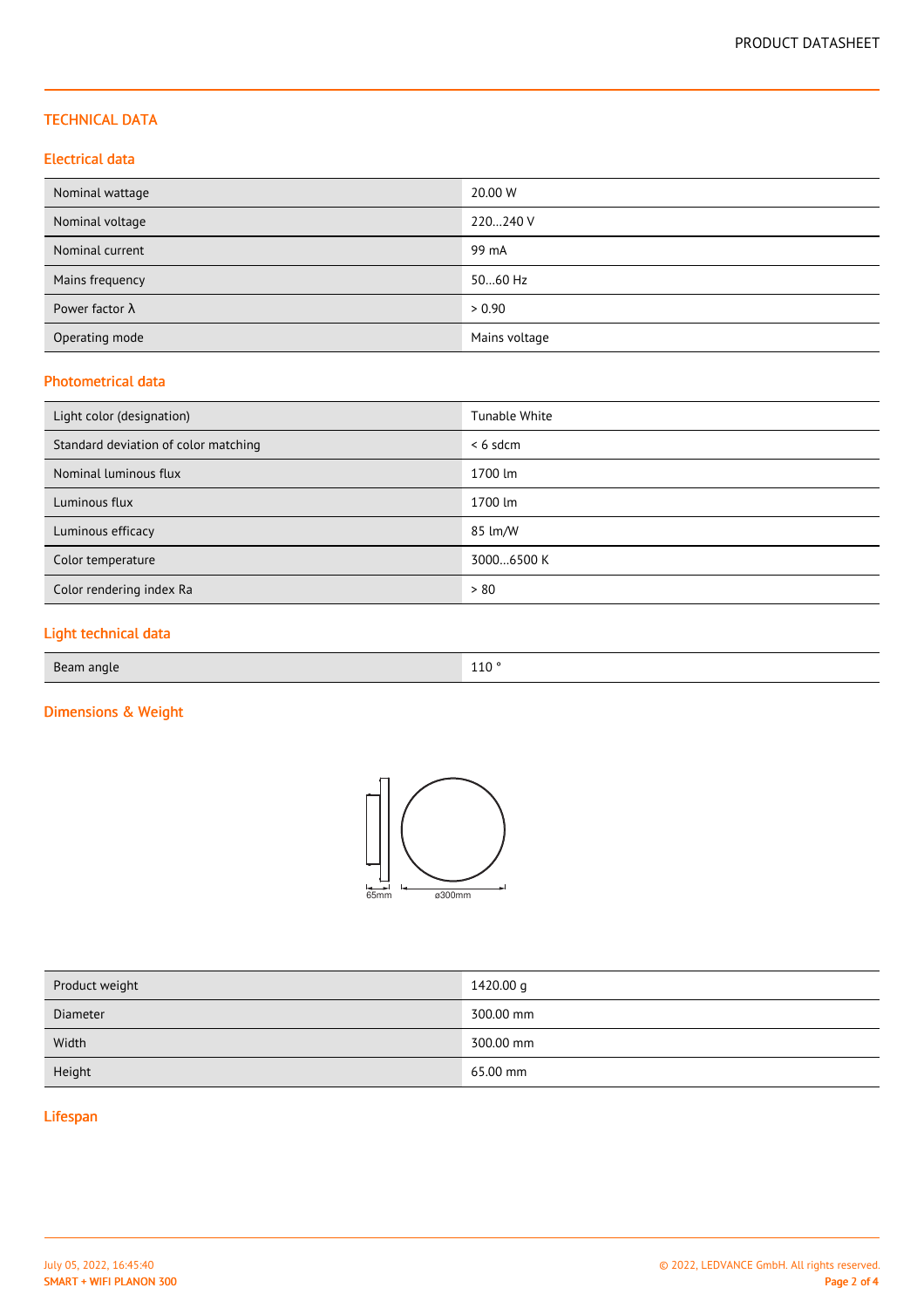## TECHNICAL DATA

### Electrical data

| | |
|---|---|
| Nominal wattage | 20.00 W |
| Nominal voltage | 220…240 V |
| Nominal current | 99 mA |
| Mains frequency | 50…60 Hz |
| Power factor λ | > 0.90 |
| Operating mode | Mains voltage |

### Photometrical data

| | |
|---|---|
| Light color (designation) | Tunable White |
| Standard deviation of color matching | < 6 sdcm |
| Nominal luminous flux | 1700 lm |
| Luminous flux | 1700 lm |
| Luminous efficacy | 85 lm/W |
| Color temperature | 3000…6500 K |
| Color rendering index Ra | > 80 |

### Light technical data

| | |
|---|---|
| Beam angle | 110 ° |

### Dimensions & Weight

65mm ø300mm

| | |
|---|---|
| Product weight | 1420.00 g |
| Diameter | 300.00 mm |
| Width | 300.00 mm |
| Height | 65.00 mm |

### Lifespan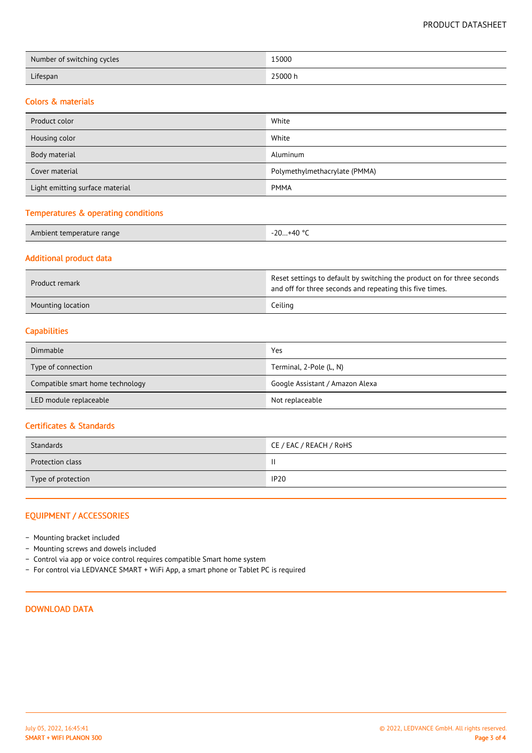| | |
|---|---|
| Number of switching cycles | 15000 |
| Lifespan | 25000 h |

## Colors & materials

| | |
|---|---|
| Product color | White |
| Housing color | White |
| Body material | Aluminum |
| Cover material | Polymethylmethacrylate (PMMA) |
| Light emitting surface material | PMMA |

## Temperatures & operating conditions

| | |
|---|---|
| Ambient temperature range | -20…+40 °C |

## Additional product data

| | |
|---|---|
| Product remark | Reset settings to default by switching the product on for three seconds and off for three seconds and repeating this five times. |
| Mounting location | Ceiling |

## Capabilities

| | |
|---|---|
| Dimmable | Yes |
| Type of connection | Terminal, 2-Pole (L, N) |
| Compatible smart home technology | Google Assistant / Amazon Alexa |
| LED module replaceable | Not replaceable |

## Certificates & Standards

| | |
|---|---|
| Standards | CE / EAC / REACH / RoHS |
| Protection class | II |
| Type of protection | IP20 |

## EQUIPMENT / ACCESSORIES

- Mounting bracket included
- Mounting screws and dowels included
- Control via app or voice control requires compatible Smart home system
- For control via LEDVANCE SMART + WiFi App, a smart phone or Tablet PC is required

## DOWNLOAD DATA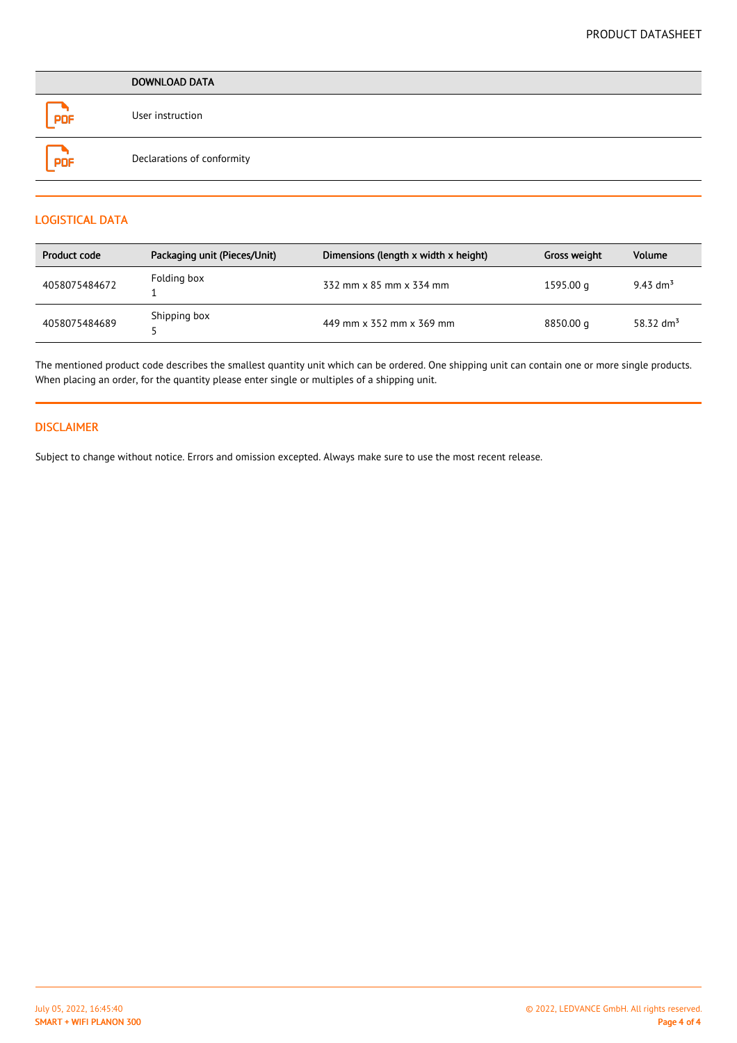| | DOWNLOAD DATA |
|---|---|
| PDF | User instruction |
| PDF | Declarations of conformity |

## LOGISTICAL DATA

| Product code | Packaging unit (Pieces/Unit) | Dimensions (length x width x height) | Gross weight | Volume |
|---|---|---|---|---|
| 4058075484672 | Folding box 1 | 332 mm x 85 mm x 334 mm | 1595.00 g | 9.43 $dm^3$ |
| 4058075484689 | Shipping box 5 | 449 mm x 352 mm x 369 mm | 8850.00 g | 58.32 $dm^3$ |

The mentioned product code describes the smallest quantity unit which can be ordered. One shipping unit can contain one or more single products. When placing an order, for the quantity please enter single or multiples of a shipping unit.

## DISCLAIMER

Subject to change without notice. Errors and omission excepted. Always make sure to use the most recent release.